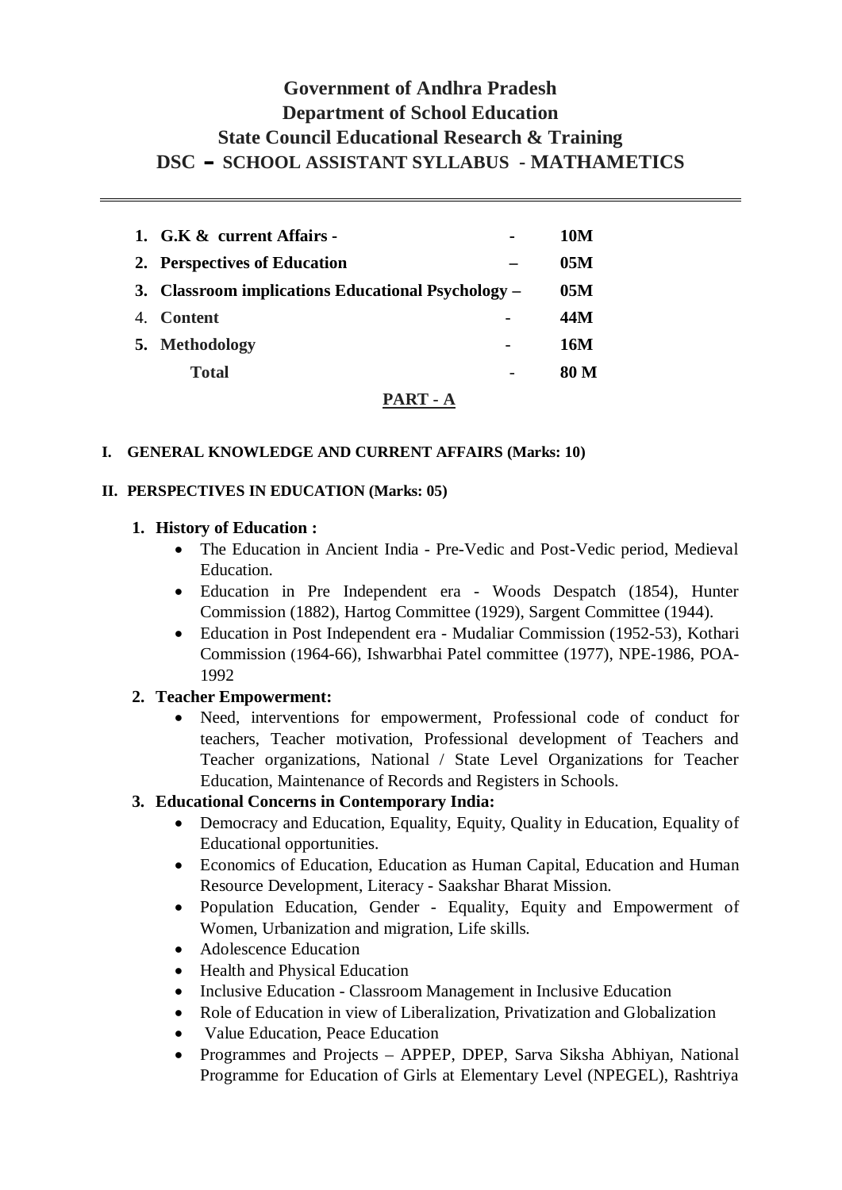# Government of Andhra Pradesh
# Department of School Education
# State Council Educational Research & Training
# DSC – SCHOOL ASSISTANT SYLLABUS - MATHAMETICS

| | | | |
|---|---|---|---|
| 1. | **G.K & current Affairs -** | - | **10M** |
| 2. | **Perspectives of Education** | – | **05M** |
| 3. | **Classroom implications Educational Psychology –** | | **05M** |
| 4. | **Content** | - | **44M** |
| 5. | **Methodology** | - | **16M** |
| | **Total** | - | **80 M** |

## PART - A

### I. GENERAL KNOWLEDGE AND CURRENT AFFAIRS (Marks: 10)

### II. PERSPECTIVES IN EDUCATION (Marks: 05)

**1. History of Education :**

- The Education in Ancient India - Pre-Vedic and Post-Vedic period, Medieval Education.
- Education in Pre Independent era - Woods Despatch (1854), Hunter Commission (1882), Hartog Committee (1929), Sargent Committee (1944).
- Education in Post Independent era - Mudaliar Commission (1952-53), Kothari Commission (1964-66), Ishwarbhai Patel committee (1977), NPE-1986, POA-1992

**2. Teacher Empowerment:**

- Need, interventions for empowerment, Professional code of conduct for teachers, Teacher motivation, Professional development of Teachers and Teacher organizations, National / State Level Organizations for Teacher Education, Maintenance of Records and Registers in Schools.

**3. Educational Concerns in Contemporary India:**

- Democracy and Education, Equality, Equity, Quality in Education, Equality of Educational opportunities.
- Economics of Education, Education as Human Capital, Education and Human Resource Development, Literacy - Saakshar Bharat Mission.
- Population Education, Gender - Equality, Equity and Empowerment of Women, Urbanization and migration, Life skills.
- Adolescence Education
- Health and Physical Education
- Inclusive Education - Classroom Management in Inclusive Education
- Role of Education in view of Liberalization, Privatization and Globalization
- Value Education, Peace Education
- Programmes and Projects – APPEP, DPEP, Sarva Siksha Abhiyan, National Programme for Education of Girls at Elementary Level (NPEGEL), Rashtriya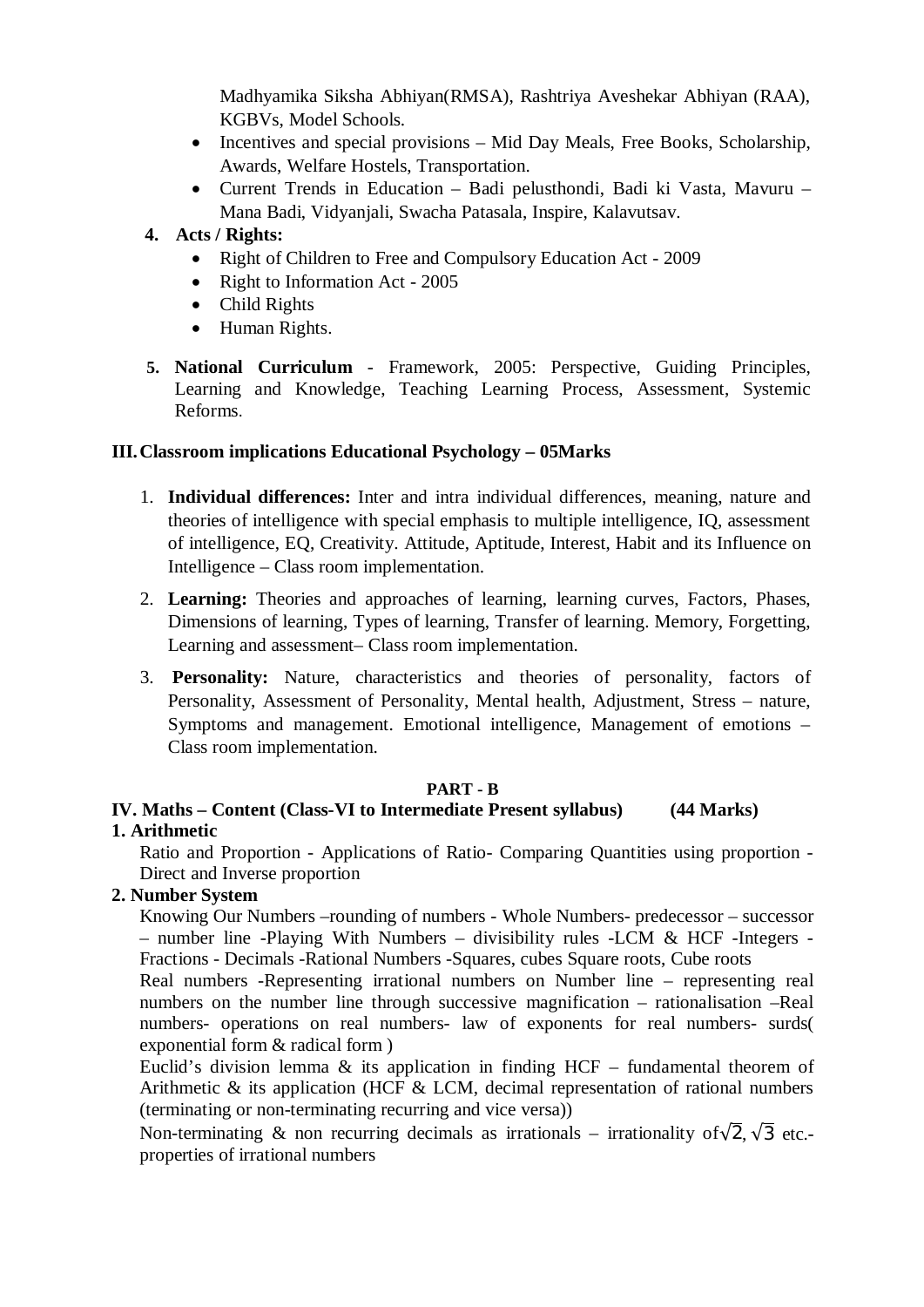Madhyamika Siksha Abhiyan(RMSA), Rashtriya Aveshekar Abhiyan (RAA), KGBVs, Model Schools.

- Incentives and special provisions – Mid Day Meals, Free Books, Scholarship, Awards, Welfare Hostels, Transportation.
- Current Trends in Education – Badi pelusthondi, Badi ki Vasta, Mavuru – Mana Badi, Vidyanjali, Swacha Patasala, Inspire, Kalavutsav.

4. **Acts / Rights:**
   - Right of Children to Free and Compulsory Education Act - 2009
   - Right to Information Act - 2005
   - Child Rights
   - Human Rights.

5. **National Curriculum** - Framework, 2005: Perspective, Guiding Principles, Learning and Knowledge, Teaching Learning Process, Assessment, Systemic Reforms.

### III. Classroom implications Educational Psychology – 05Marks

1. **Individual differences:** Inter and intra individual differences, meaning, nature and theories of intelligence with special emphasis to multiple intelligence, IQ, assessment of intelligence, EQ, Creativity. Attitude, Aptitude, Interest, Habit and its Influence on Intelligence – Class room implementation.
2. **Learning:** Theories and approaches of learning, learning curves, Factors, Phases, Dimensions of learning, Types of learning, Transfer of learning. Memory, Forgetting, Learning and assessment– Class room implementation.
3. **Personality:** Nature, characteristics and theories of personality, factors of Personality, Assessment of Personality, Mental health, Adjustment, Stress – nature, Symptoms and management. Emotional intelligence, Management of emotions – Class room implementation.

## PART - B

### IV. Maths – Content (Class-VI to Intermediate Present syllabus) (44 Marks)

**1. Arithmetic**

Ratio and Proportion - Applications of Ratio- Comparing Quantities using proportion - Direct and Inverse proportion

**2. Number System**

Knowing Our Numbers –rounding of numbers - Whole Numbers- predecessor – successor – number line -Playing With Numbers – divisibility rules -LCM & HCF -Integers - Fractions - Decimals -Rational Numbers -Squares, cubes Square roots, Cube roots

Real numbers -Representing irrational numbers on Number line – representing real numbers on the number line through successive magnification – rationalisation –Real numbers- operations on real numbers- law of exponents for real numbers- surds( exponential form & radical form )

Euclid's division lemma & its application in finding HCF – fundamental theorem of Arithmetic & its application (HCF & LCM, decimal representation of rational numbers (terminating or non-terminating recurring and vice versa))

Non-terminating & non recurring decimals as irrationals – irrationality of $\sqrt{2}, \sqrt{3}$ etc.- properties of irrational numbers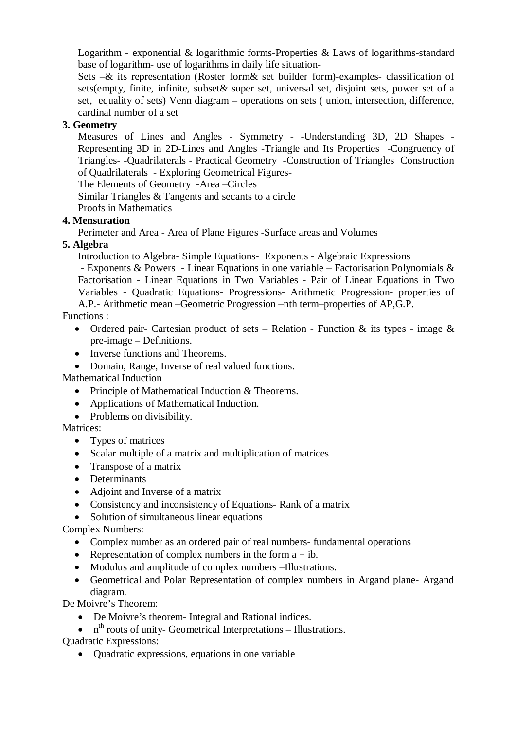Logarithm - exponential & logarithmic forms-Properties & Laws of logarithms-standard base of logarithm- use of logarithms in daily life situation-

Sets –& its representation (Roster form& set builder form)-examples- classification of sets(empty, finite, infinite, subset& super set, universal set, disjoint sets, power set of a set, equality of sets) Venn diagram – operations on sets ( union, intersection, difference, cardinal number of a set

**3. Geometry**

Measures of Lines and Angles - Symmetry - -Understanding 3D, 2D Shapes - Representing 3D in 2D-Lines and Angles -Triangle and Its Properties -Congruency of Triangles- -Quadrilaterals - Practical Geometry -Construction of Triangles Construction of Quadrilaterals - Exploring Geometrical Figures-

The Elements of Geometry -Area –Circles

Similar Triangles & Tangents and secants to a circle

Proofs in Mathematics

**4. Mensuration**

Perimeter and Area - Area of Plane Figures -Surface areas and Volumes

**5. Algebra**

Introduction to Algebra- Simple Equations- Exponents - Algebraic Expressions - Exponents & Powers - Linear Equations in one variable – Factorisation Polynomials & Factorisation - Linear Equations in Two Variables - Pair of Linear Equations in Two Variables - Quadratic Equations- Progressions- Arithmetic Progression- properties of A.P.- Arithmetic mean –Geometric Progression –nth term–properties of AP,G.P.

Functions :

- Ordered pair- Cartesian product of sets – Relation - Function & its types - image & pre-image – Definitions.
- Inverse functions and Theorems.
- Domain, Range, Inverse of real valued functions.

Mathematical Induction

- Principle of Mathematical Induction & Theorems.
- Applications of Mathematical Induction.
- Problems on divisibility.

Matrices:

- Types of matrices
- Scalar multiple of a matrix and multiplication of matrices
- Transpose of a matrix
- Determinants
- Adjoint and Inverse of a matrix
- Consistency and inconsistency of Equations- Rank of a matrix
- Solution of simultaneous linear equations

Complex Numbers:

- Complex number as an ordered pair of real numbers- fundamental operations
- Representation of complex numbers in the form a + ib.
- Modulus and amplitude of complex numbers –Illustrations.
- Geometrical and Polar Representation of complex numbers in Argand plane- Argand diagram.

De Moivre's Theorem:

- De Moivre's theorem- Integral and Rational indices.
- $n^{th}$ roots of unity- Geometrical Interpretations – Illustrations.

Quadratic Expressions:

- Quadratic expressions, equations in one variable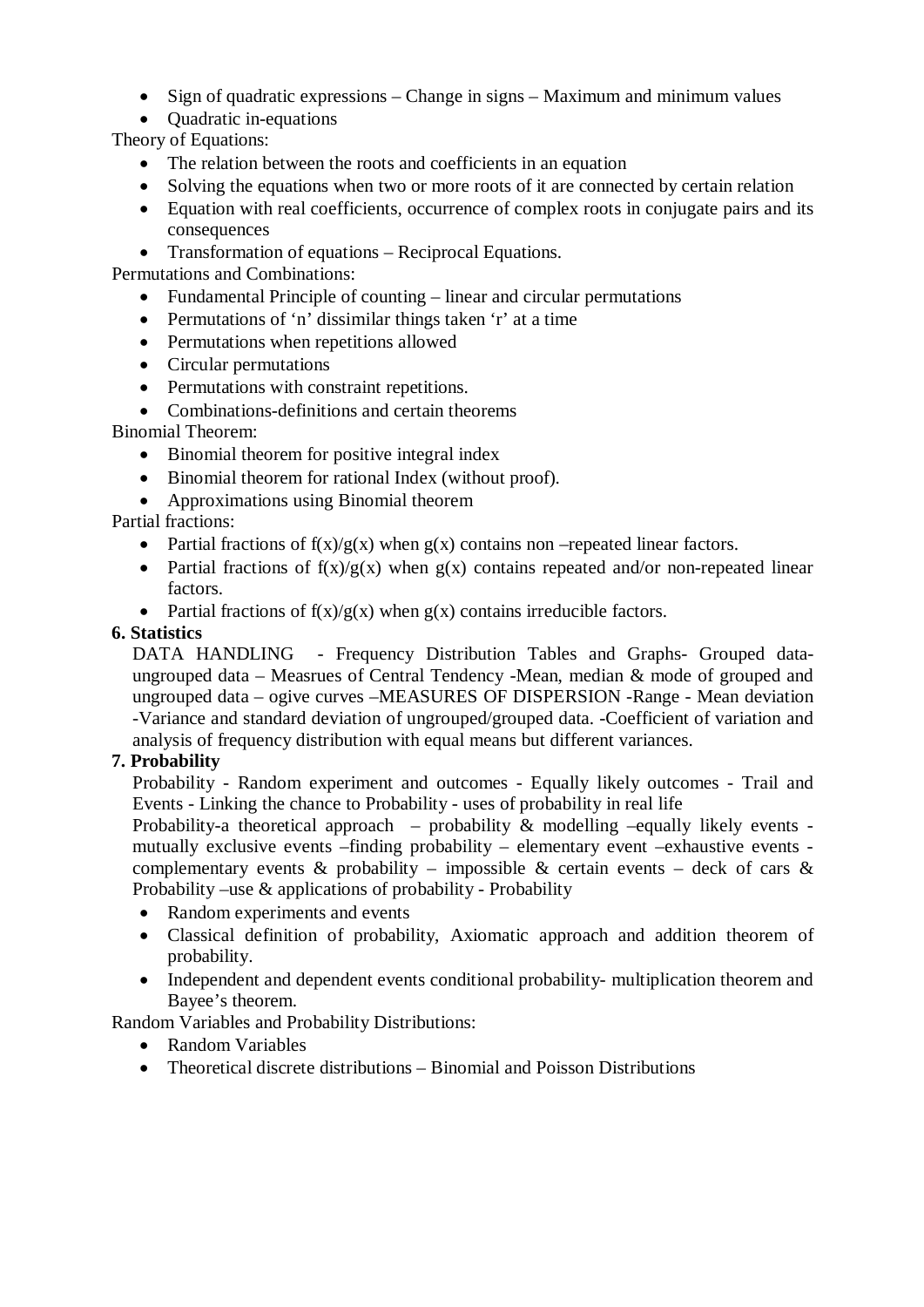- Sign of quadratic expressions – Change in signs – Maximum and minimum values
- Quadratic in-equations

Theory of Equations:

- The relation between the roots and coefficients in an equation
- Solving the equations when two or more roots of it are connected by certain relation
- Equation with real coefficients, occurrence of complex roots in conjugate pairs and its consequences
- Transformation of equations – Reciprocal Equations.

Permutations and Combinations:

- Fundamental Principle of counting – linear and circular permutations
- Permutations of 'n' dissimilar things taken 'r' at a time
- Permutations when repetitions allowed
- Circular permutations
- Permutations with constraint repetitions.
- Combinations-definitions and certain theorems

Binomial Theorem:

- Binomial theorem for positive integral index
- Binomial theorem for rational Index (without proof).
- Approximations using Binomial theorem

Partial fractions:

- Partial fractions of $f(x)/g(x)$ when $g(x)$ contains non –repeated linear factors.
- Partial fractions of $f(x)/g(x)$ when $g(x)$ contains repeated and/or non-repeated linear factors.
- Partial fractions of $f(x)/g(x)$ when $g(x)$ contains irreducible factors.

**6. Statistics**

DATA HANDLING - Frequency Distribution Tables and Graphs- Grouped data-ungrouped data – Measrues of Central Tendency -Mean, median & mode of grouped and ungrouped data – ogive curves –MEASURES OF DISPERSION -Range - Mean deviation -Variance and standard deviation of ungrouped/grouped data. -Coefficient of variation and analysis of frequency distribution with equal means but different variances.

**7. Probability**

Probability - Random experiment and outcomes - Equally likely outcomes - Trail and Events - Linking the chance to Probability - uses of probability in real life

Probability-a theoretical approach – probability & modelling –equally likely events - mutually exclusive events –finding probability – elementary event –exhaustive events - complementary events & probability – impossible & certain events – deck of cars & Probability –use & applications of probability - Probability

- Random experiments and events
- Classical definition of probability, Axiomatic approach and addition theorem of probability.
- Independent and dependent events conditional probability- multiplication theorem and Bayee's theorem.

Random Variables and Probability Distributions:

- Random Variables
- Theoretical discrete distributions – Binomial and Poisson Distributions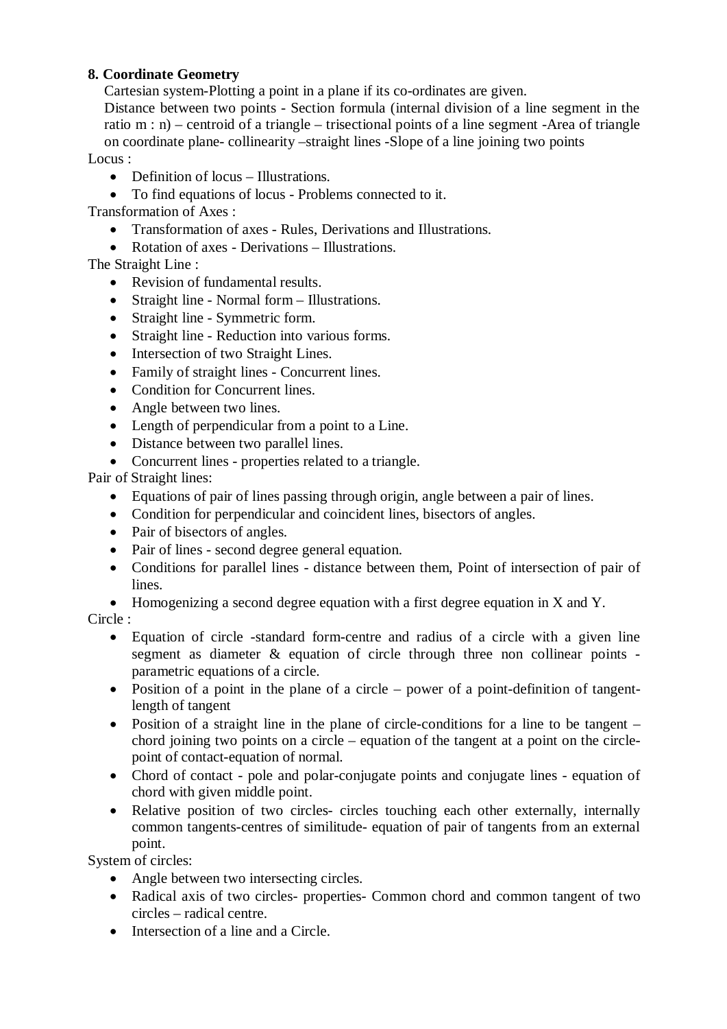**8. Coordinate Geometry**

Cartesian system-Plotting a point in a plane if its co-ordinates are given.

Distance between two points - Section formula (internal division of a line segment in the ratio m : n) – centroid of a triangle – trisectional points of a line segment -Area of triangle on coordinate plane- collinearity –straight lines -Slope of a line joining two points

Locus :

- Definition of locus – Illustrations.
- To find equations of locus - Problems connected to it.

Transformation of Axes :

- Transformation of axes - Rules, Derivations and Illustrations.
- Rotation of axes - Derivations – Illustrations.

The Straight Line :

- Revision of fundamental results.
- Straight line - Normal form – Illustrations.
- Straight line - Symmetric form.
- Straight line - Reduction into various forms.
- Intersection of two Straight Lines.
- Family of straight lines - Concurrent lines.
- Condition for Concurrent lines.
- Angle between two lines.
- Length of perpendicular from a point to a Line.
- Distance between two parallel lines.
- Concurrent lines - properties related to a triangle.

Pair of Straight lines:

- Equations of pair of lines passing through origin, angle between a pair of lines.
- Condition for perpendicular and coincident lines, bisectors of angles.
- Pair of bisectors of angles.
- Pair of lines - second degree general equation.
- Conditions for parallel lines - distance between them, Point of intersection of pair of lines.
- Homogenizing a second degree equation with a first degree equation in X and Y.

Circle :

- Equation of circle -standard form-centre and radius of a circle with a given line segment as diameter & equation of circle through three non collinear points - parametric equations of a circle.
- Position of a point in the plane of a circle – power of a point-definition of tangent-length of tangent
- Position of a straight line in the plane of circle-conditions for a line to be tangent – chord joining two points on a circle – equation of the tangent at a point on the circle-point of contact-equation of normal.
- Chord of contact - pole and polar-conjugate points and conjugate lines - equation of chord with given middle point.
- Relative position of two circles- circles touching each other externally, internally common tangents-centres of similitude- equation of pair of tangents from an external point.

System of circles:

- Angle between two intersecting circles.
- Radical axis of two circles- properties- Common chord and common tangent of two circles – radical centre.
- Intersection of a line and a Circle.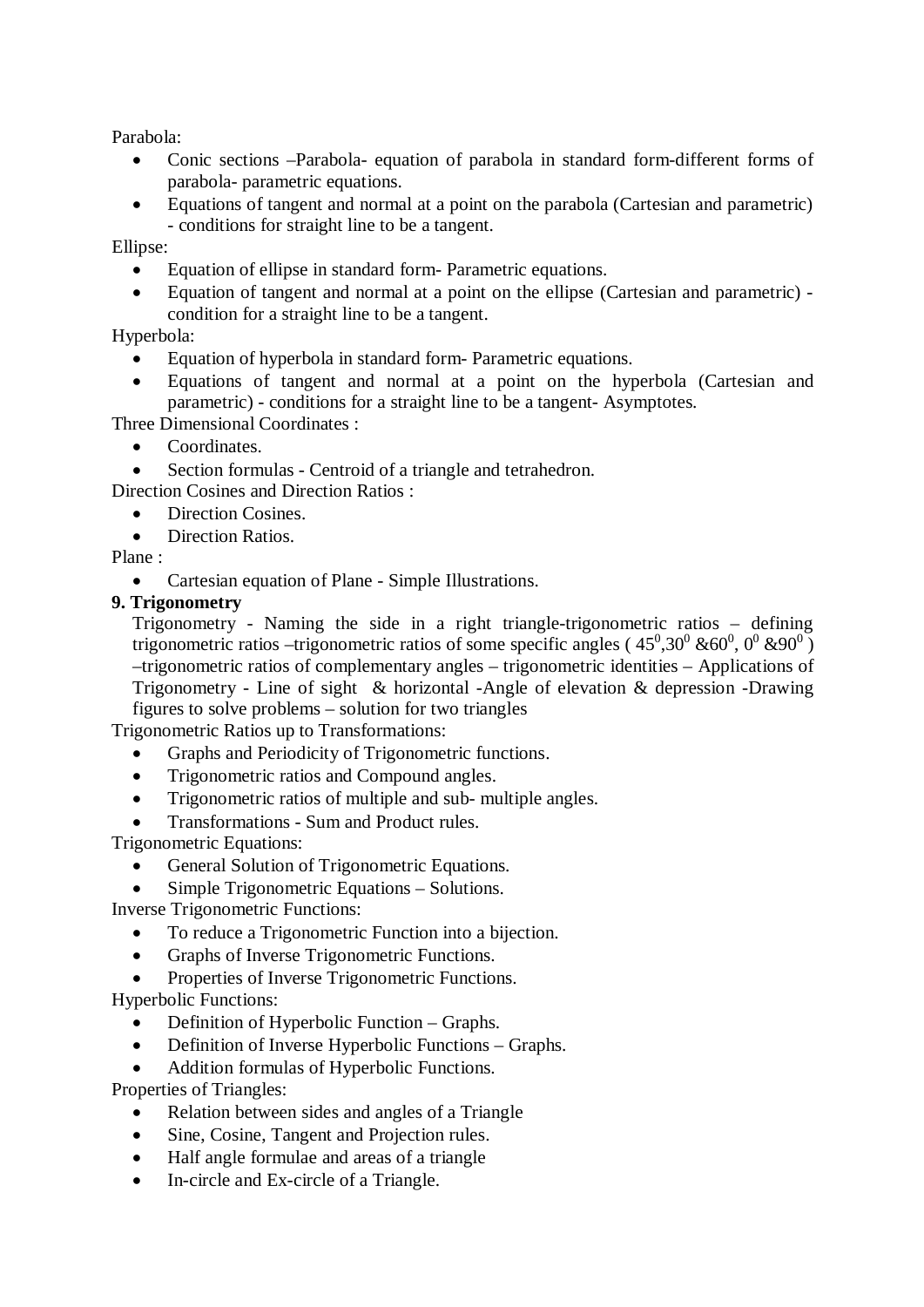Parabola:

- Conic sections –Parabola- equation of parabola in standard form-different forms of parabola- parametric equations.
- Equations of tangent and normal at a point on the parabola (Cartesian and parametric) - conditions for straight line to be a tangent.

Ellipse:

- Equation of ellipse in standard form- Parametric equations.
- Equation of tangent and normal at a point on the ellipse (Cartesian and parametric) - condition for a straight line to be a tangent.

Hyperbola:

- Equation of hyperbola in standard form- Parametric equations.
- Equations of tangent and normal at a point on the hyperbola (Cartesian and parametric) - conditions for a straight line to be a tangent- Asymptotes.

Three Dimensional Coordinates :

- Coordinates.
- Section formulas - Centroid of a triangle and tetrahedron.

Direction Cosines and Direction Ratios :

- Direction Cosines.
- Direction Ratios.

Plane :

- Cartesian equation of Plane - Simple Illustrations.

**9. Trigonometry**

Trigonometry - Naming the side in a right triangle-trigonometric ratios – defining trigonometric ratios –trigonometric ratios of some specific angles ( $45^0$,$30^0$ &$60^0$, $0^0$ &$90^0$ ) –trigonometric ratios of complementary angles – trigonometric identities – Applications of Trigonometry - Line of sight & horizontal -Angle of elevation & depression -Drawing figures to solve problems – solution for two triangles

Trigonometric Ratios up to Transformations:

- Graphs and Periodicity of Trigonometric functions.
- Trigonometric ratios and Compound angles.
- Trigonometric ratios of multiple and sub- multiple angles.
- Transformations - Sum and Product rules.

Trigonometric Equations:

- General Solution of Trigonometric Equations.
- Simple Trigonometric Equations – Solutions.

Inverse Trigonometric Functions:

- To reduce a Trigonometric Function into a bijection.
- Graphs of Inverse Trigonometric Functions.
- Properties of Inverse Trigonometric Functions.

Hyperbolic Functions:

- Definition of Hyperbolic Function – Graphs.
- Definition of Inverse Hyperbolic Functions – Graphs.
- Addition formulas of Hyperbolic Functions.

Properties of Triangles:

- Relation between sides and angles of a Triangle
- Sine, Cosine, Tangent and Projection rules.
- Half angle formulae and areas of a triangle
- In-circle and Ex-circle of a Triangle.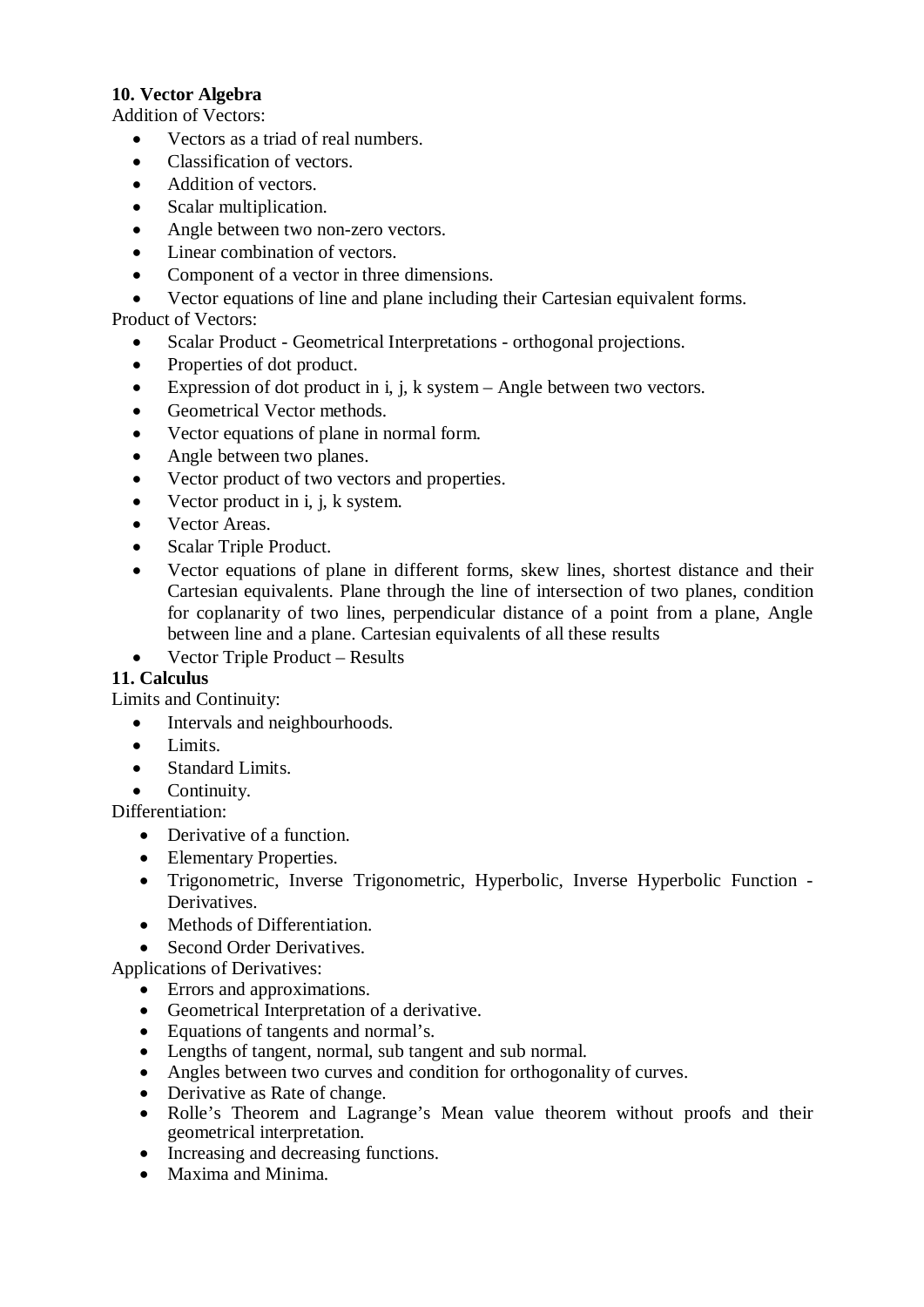**10. Vector Algebra**

Addition of Vectors:

- Vectors as a triad of real numbers.
- Classification of vectors.
- Addition of vectors.
- Scalar multiplication.
- Angle between two non-zero vectors.
- Linear combination of vectors.
- Component of a vector in three dimensions.
- Vector equations of line and plane including their Cartesian equivalent forms.

Product of Vectors:

- Scalar Product - Geometrical Interpretations - orthogonal projections.
- Properties of dot product.
- Expression of dot product in i, j, k system – Angle between two vectors.
- Geometrical Vector methods.
- Vector equations of plane in normal form.
- Angle between two planes.
- Vector product of two vectors and properties.
- Vector product in i, j, k system.
- Vector Areas.
- Scalar Triple Product.
- Vector equations of plane in different forms, skew lines, shortest distance and their Cartesian equivalents. Plane through the line of intersection of two planes, condition for coplanarity of two lines, perpendicular distance of a point from a plane, Angle between line and a plane. Cartesian equivalents of all these results
- Vector Triple Product – Results

**11. Calculus**

Limits and Continuity:

- Intervals and neighbourhoods.
- Limits.
- Standard Limits.
- Continuity.

Differentiation:

- Derivative of a function.
- Elementary Properties.
- Trigonometric, Inverse Trigonometric, Hyperbolic, Inverse Hyperbolic Function - Derivatives.
- Methods of Differentiation.
- Second Order Derivatives.

Applications of Derivatives:

- Errors and approximations.
- Geometrical Interpretation of a derivative.
- Equations of tangents and normal's.
- Lengths of tangent, normal, sub tangent and sub normal.
- Angles between two curves and condition for orthogonality of curves.
- Derivative as Rate of change.
- Rolle's Theorem and Lagrange's Mean value theorem without proofs and their geometrical interpretation.
- Increasing and decreasing functions.
- Maxima and Minima.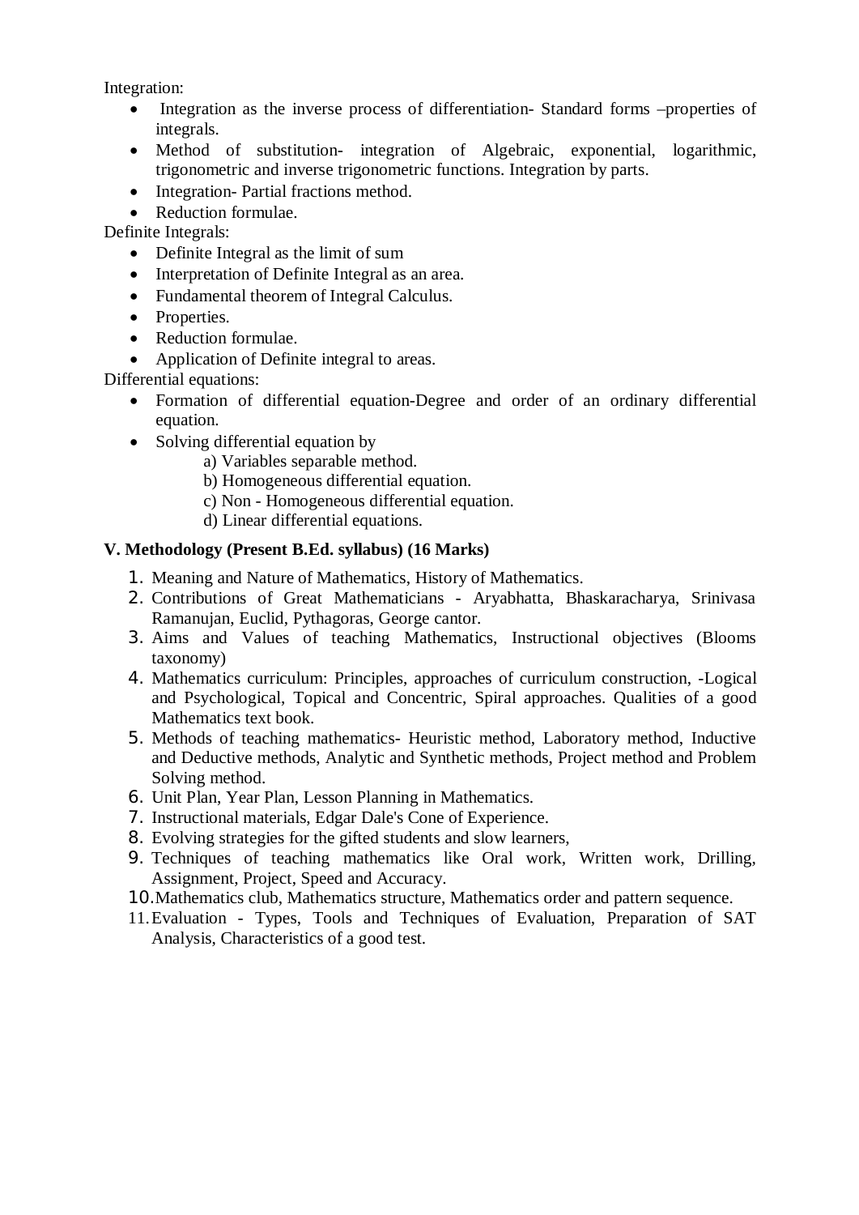Integration:

- Integration as the inverse process of differentiation- Standard forms –properties of integrals.
- Method of substitution- integration of Algebraic, exponential, logarithmic, trigonometric and inverse trigonometric functions. Integration by parts.
- Integration- Partial fractions method.
- Reduction formulae.

Definite Integrals:

- Definite Integral as the limit of sum
- Interpretation of Definite Integral as an area.
- Fundamental theorem of Integral Calculus.
- Properties.
- Reduction formulae.
- Application of Definite integral to areas.

Differential equations:

- Formation of differential equation-Degree and order of an ordinary differential equation.
- Solving differential equation by
  - a) Variables separable method.
  - b) Homogeneous differential equation.
  - c) Non - Homogeneous differential equation.
  - d) Linear differential equations.

**V. Methodology (Present B.Ed. syllabus) (16 Marks)**

1. Meaning and Nature of Mathematics, History of Mathematics.
2. Contributions of Great Mathematicians - Aryabhatta, Bhaskaracharya, Srinivasa Ramanujan, Euclid, Pythagoras, George cantor.
3. Aims and Values of teaching Mathematics, Instructional objectives (Blooms taxonomy)
4. Mathematics curriculum: Principles, approaches of curriculum construction, -Logical and Psychological, Topical and Concentric, Spiral approaches. Qualities of a good Mathematics text book.
5. Methods of teaching mathematics- Heuristic method, Laboratory method, Inductive and Deductive methods, Analytic and Synthetic methods, Project method and Problem Solving method.
6. Unit Plan, Year Plan, Lesson Planning in Mathematics.
7. Instructional materials, Edgar Dale's Cone of Experience.
8. Evolving strategies for the gifted students and slow learners,
9. Techniques of teaching mathematics like Oral work, Written work, Drilling, Assignment, Project, Speed and Accuracy.
10. Mathematics club, Mathematics structure, Mathematics order and pattern sequence.
11. Evaluation - Types, Tools and Techniques of Evaluation, Preparation of SAT Analysis, Characteristics of a good test.